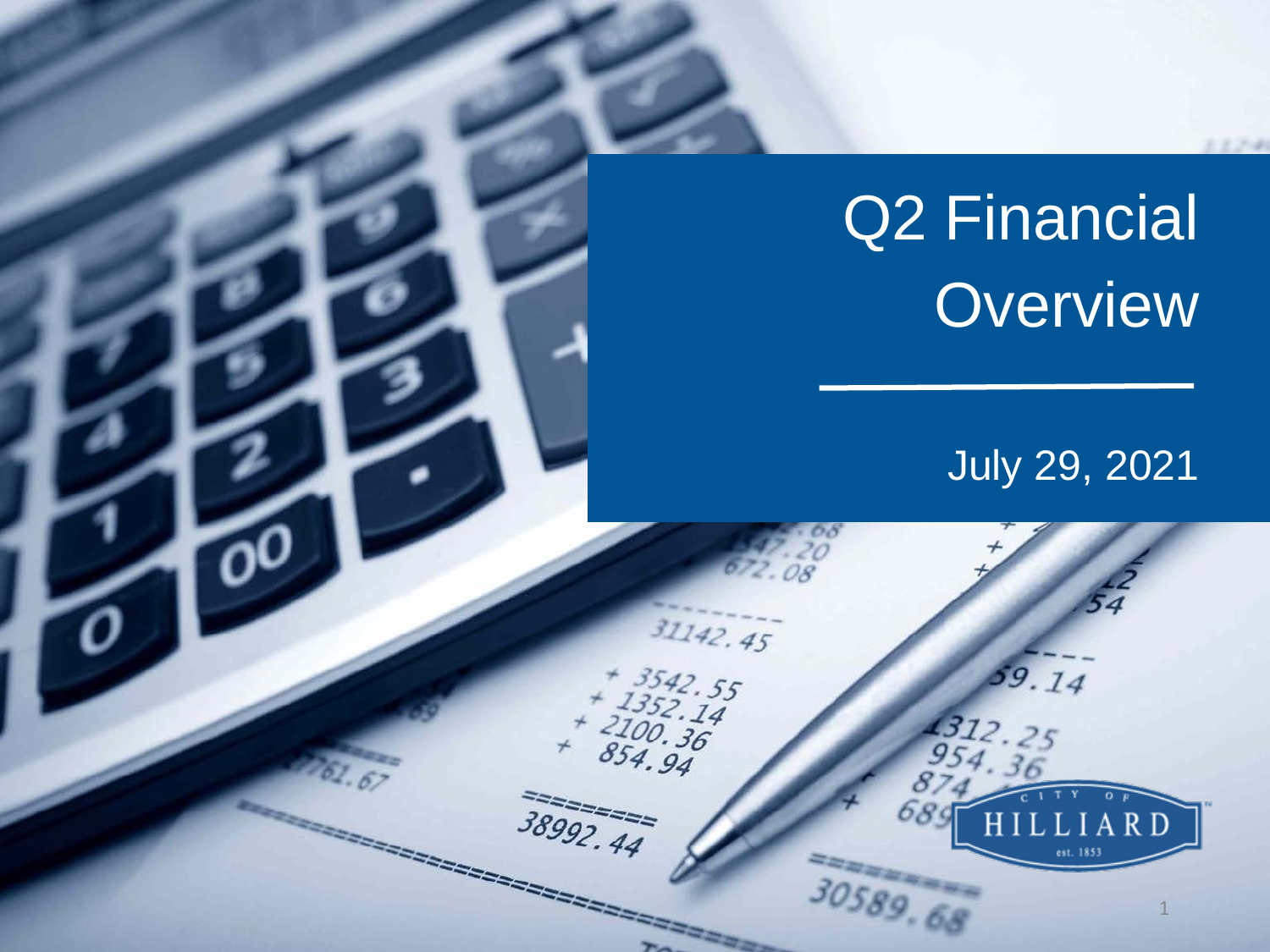# Q2 Financial Overview

July 29, 2021

CITY OF HILLIARD
est. 1853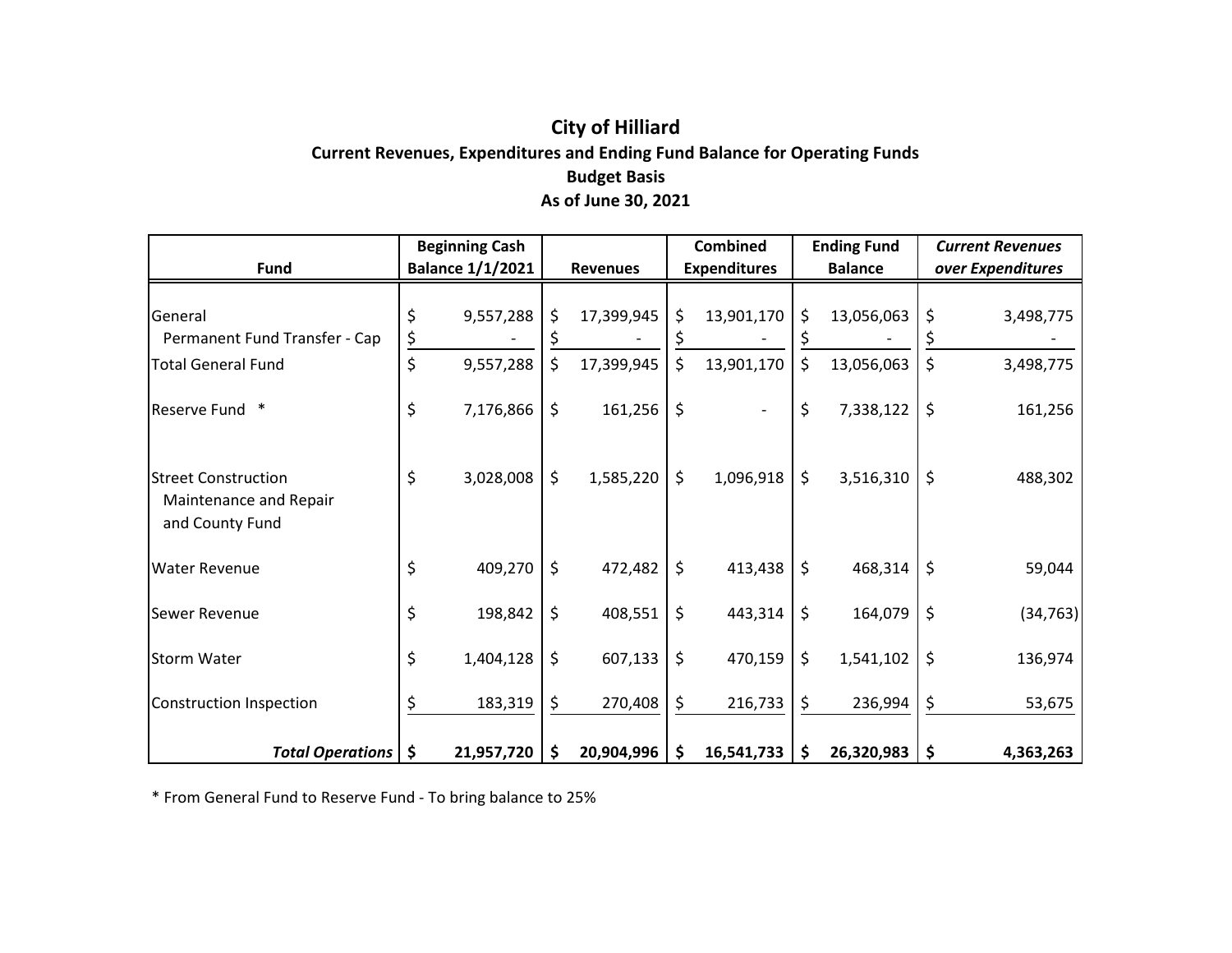# City of Hilliard

## Current Revenues, Expenditures and Ending Fund Balance for Operating Funds

### Budget Basis

### As of June 30, 2021

| Fund | Beginning Cash Balance 1/1/2021 | Revenues | Combined Expenditures | Ending Fund Balance | *Current Revenues over Expenditures* |
|---|---|---|---|---|---|
| General | $ 9,557,288 | $ 17,399,945 | $ 13,901,170 | $ 13,056,063 | $ 3,498,775 |
| Permanent Fund Transfer - Cap | $ - | $ - | $ - | $ - | $ - |
| Total General Fund | $ 9,557,288 | $ 17,399,945 | $ 13,901,170 | $ 13,056,063 | $ 3,498,775 |
| Reserve Fund * | $ 7,176,866 | $ 161,256 | $ - | $ 7,338,122 | $ 161,256 |
| Street Construction Maintenance and Repair and County Fund | $ 3,028,008 | $ 1,585,220 | $ 1,096,918 | $ 3,516,310 | $ 488,302 |
| Water Revenue | $ 409,270 | $ 472,482 | $ 413,438 | $ 468,314 | $ 59,044 |
| Sewer Revenue | $ 198,842 | $ 408,551 | $ 443,314 | $ 164,079 | $ (34,763) |
| Storm Water | $ 1,404,128 | $ 607,133 | $ 470,159 | $ 1,541,102 | $ 136,974 |
| Construction Inspection | $ 183,319 | $ 270,408 | $ 216,733 | $ 236,994 | $ 53,675 |
| ***Total Operations*** | **$ 21,957,720** | **$ 20,904,996** | **$ 16,541,733** | **$ 26,320,983** | **$ 4,363,263** |

* From General Fund to Reserve Fund - To bring balance to 25%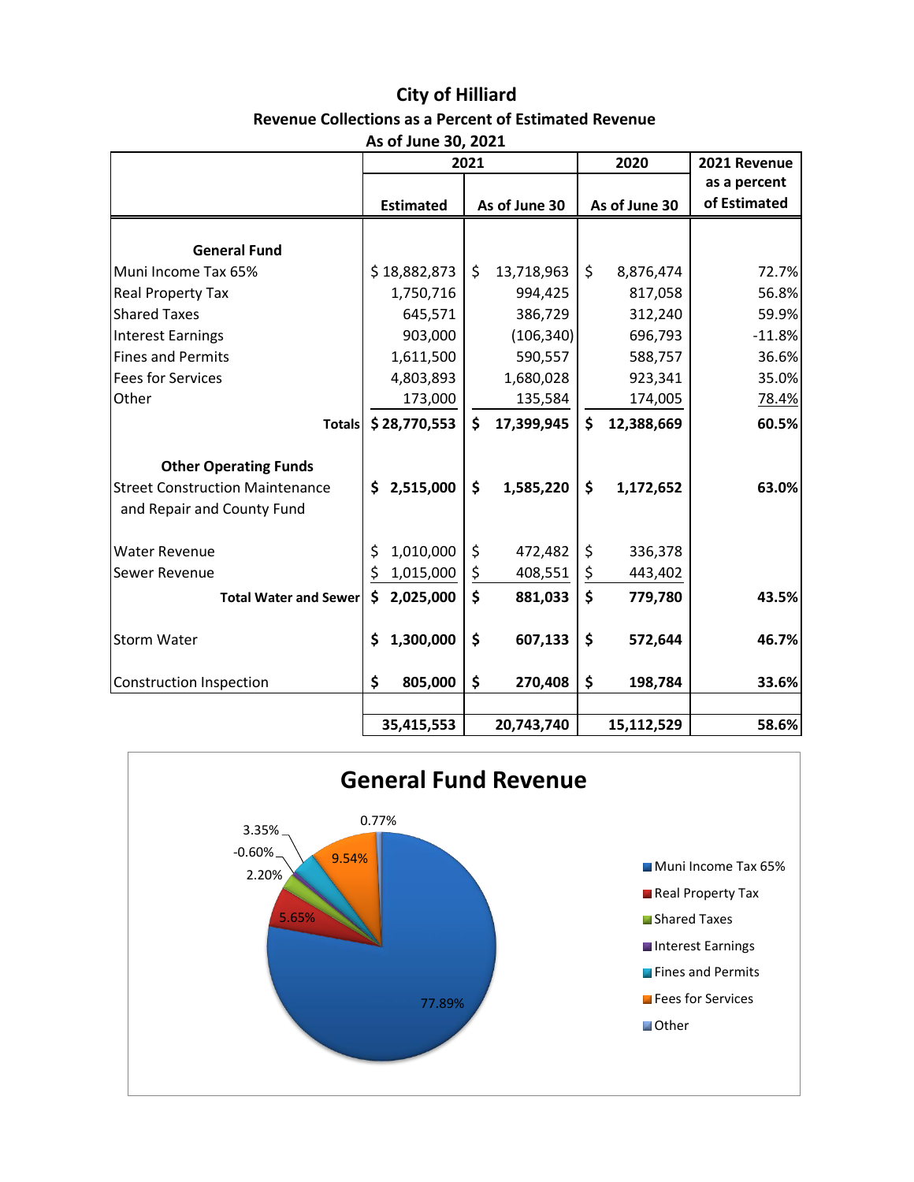# City of Hilliard

## Revenue Collections as a Percent of Estimated Revenue

### As of June 30, 2021

| | 2021 | | 2020 | 2021 Revenue as a percent of Estimated |
|---|---|---|---|---|
| | Estimated | As of June 30 | As of June 30 | |
| **General Fund** | | | | |
| Muni Income Tax 65% | $ 18,882,873 | $ 13,718,963 | $ 8,876,474 | 72.7% |
| Real Property Tax | 1,750,716 | 994,425 | 817,058 | 56.8% |
| Shared Taxes | 645,571 | 386,729 | 312,240 | 59.9% |
| Interest Earnings | 903,000 | (106,340) | 696,793 | -11.8% |
| Fines and Permits | 1,611,500 | 590,557 | 588,757 | 36.6% |
| Fees for Services | 4,803,893 | 1,680,028 | 923,341 | 35.0% |
| Other | 173,000 | 135,584 | 174,005 | 78.4% |
| **Totals** | **$ 28,770,553** | **$ 17,399,945** | **$ 12,388,669** | **60.5%** |
| **Other Operating Funds** | | | | |
| Street Construction Maintenance and Repair and County Fund | **$ 2,515,000** | **$ 1,585,220** | **$ 1,172,652** | **63.0%** |
| Water Revenue | $ 1,010,000 | $ 472,482 | $ 336,378 | |
| Sewer Revenue | $ 1,015,000 | $ 408,551 | $ 443,402 | |
| **Total Water and Sewer** | **$ 2,025,000** | **$ 881,033** | **$ 779,780** | **43.5%** |
| Storm Water | **$ 1,300,000** | **$ 607,133** | **$ 572,644** | **46.7%** |
| Construction Inspection | **$ 805,000** | **$ 270,408** | **$ 198,784** | **33.6%** |
| | **35,415,553** | **20,743,740** | **15,112,529** | **58.6%** |

**General Fund Revenue**

| Category | Percent |
|---|---|
| Muni Income Tax 65% | 77.89% |
| Real Property Tax | 5.65% |
| Shared Taxes | 2.20% |
| Interest Earnings | -0.60% |
| Fines and Permits | 3.35% |
| Fees for Services | 9.54% |
| Other | 0.77% |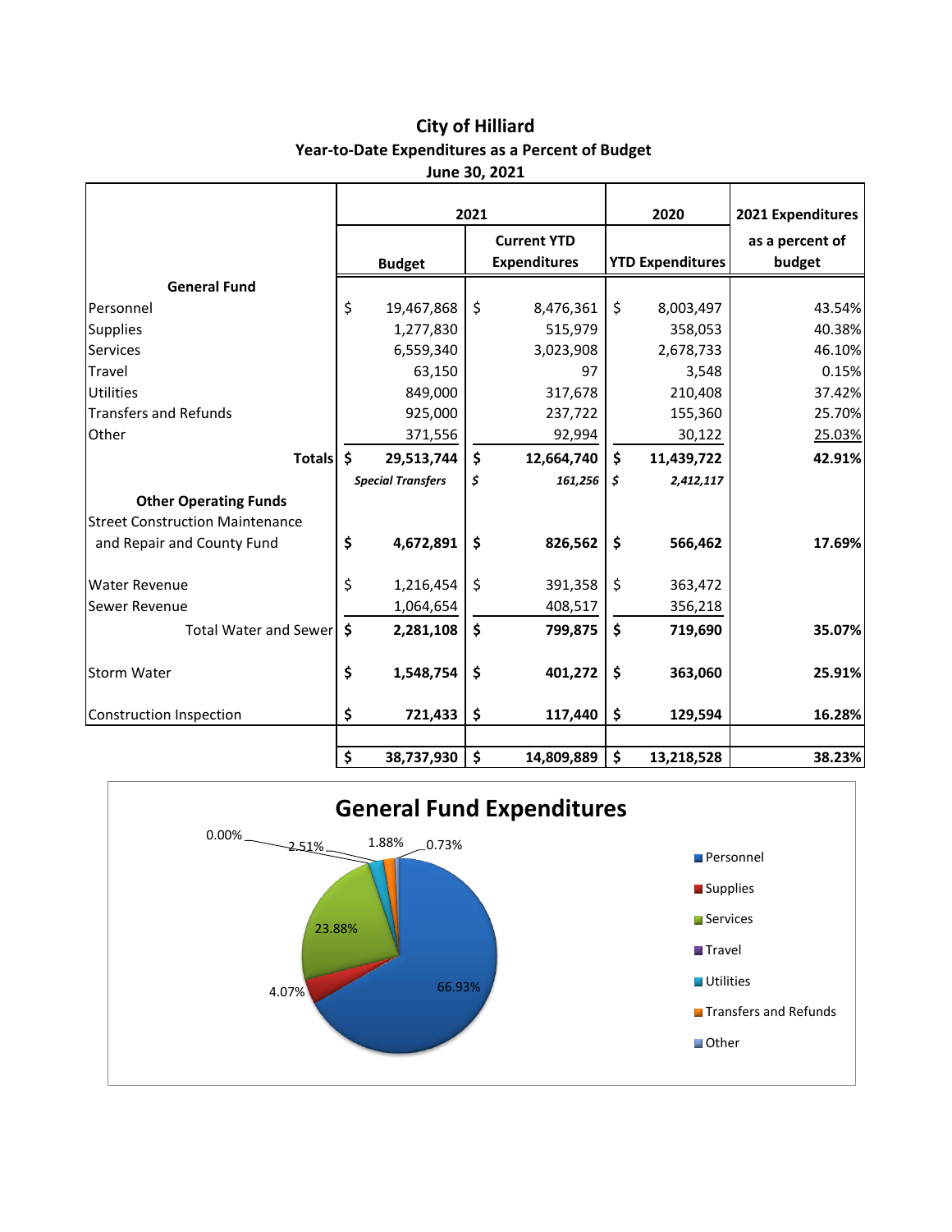# City of Hilliard

## Year-to-Date Expenditures as a Percent of Budget

### June 30, 2021

| | 2021 | | 2020 | 2021 Expenditures |
|---|---|---|---|---|
| | Budget | Current YTD Expenditures | YTD Expenditures | as a percent of budget |
| **General Fund** | | | | |
| Personnel | $ 19,467,868 | $ 8,476,361 | $ 8,003,497 | 43.54% |
| Supplies | 1,277,830 | 515,979 | 358,053 | 40.38% |
| Services | 6,559,340 | 3,023,908 | 2,678,733 | 46.10% |
| Travel | 63,150 | 97 | 3,548 | 0.15% |
| Utilities | 849,000 | 317,678 | 210,408 | 37.42% |
| Transfers and Refunds | 925,000 | 237,722 | 155,360 | 25.70% |
| Other | 371,556 | 92,994 | 30,122 | 25.03% |
| **Totals** | **$ 29,513,744** | **$ 12,664,740** | **$ 11,439,722** | **42.91%** |
| | ***Special Transfers*** | ***$ 161,256*** | ***$ 2,412,117*** | |
| **Other Operating Funds** | | | | |
| Street Construction Maintenance and Repair and County Fund | **$ 4,672,891** | **$ 826,562** | **$ 566,462** | **17.69%** |
| Water Revenue | $ 1,216,454 | $ 391,358 | $ 363,472 | |
| Sewer Revenue | 1,064,654 | 408,517 | 356,218 | |
| Total Water and Sewer | **$ 2,281,108** | **$ 799,875** | **$ 719,690** | **35.07%** |
| Storm Water | **$ 1,548,754** | **$ 401,272** | **$ 363,060** | **25.91%** |
| Construction Inspection | **$ 721,433** | **$ 117,440** | **$ 129,594** | **16.28%** |
| | **$ 38,737,930** | **$ 14,809,889** | **$ 13,218,528** | **38.23%** |

## General Fund Expenditures

| Category | Percent |
|---|---|
| Personnel | 66.93% |
| Supplies | 4.07% |
| Services | 23.88% |
| Travel | 0.00% |
| Utilities | 2.51% |
| Transfers and Refunds | 1.88% |
| Other | 0.73% |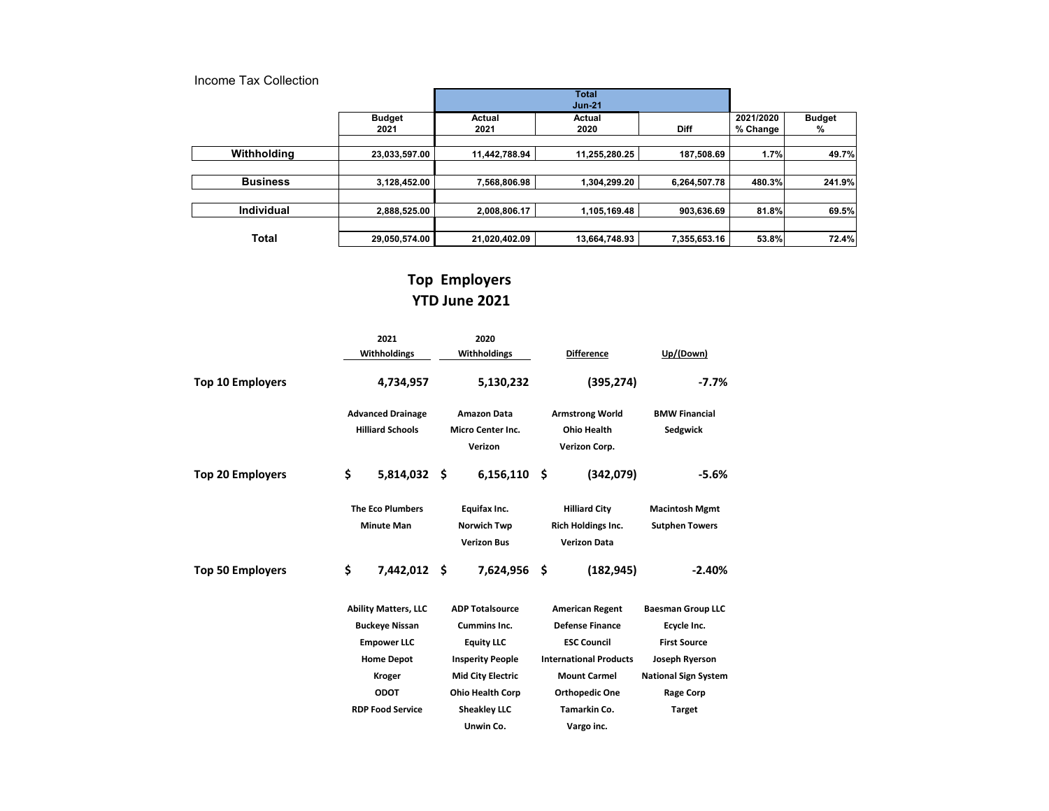Income Tax Collection

| | Budget 2021 | Total Jun-21 Actual 2021 | Actual 2020 | Diff | 2021/2020 % Change | Budget % |
|---|---|---|---|---|---|---|
| Withholding | 23,033,597.00 | 11,442,788.94 | 11,255,280.25 | 187,508.69 | 1.7% | 49.7% |
| Business | 3,128,452.00 | 7,568,806.98 | 1,304,299.20 | 6,264,507.78 | 480.3% | 241.9% |
| Individual | 2,888,525.00 | 2,008,806.17 | 1,105,169.48 | 903,636.69 | 81.8% | 69.5% |
| Total | 29,050,574.00 | 21,020,402.09 | 13,664,748.93 | 7,355,653.16 | 53.8% | 72.4% |

## Top Employers
## YTD June 2021

| | 2021 Withholdings | 2020 Withholdings | Difference | Up/(Down) |
|---|---|---|---|---|
| **Top 10 Employers** | 4,734,957 | 5,130,232 | (395,274) | -7.7% |
| | Advanced Drainage | Amazon Data | Armstrong World | BMW Financial |
| | Hilliard Schools | Micro Center Inc. | Ohio Health | Sedgwick |
| | | Verizon | Verizon Corp. | |
| **Top 20 Employers** | $ 5,814,032 | $ 6,156,110 | $ (342,079) | -5.6% |
| | The Eco Plumbers | Equifax Inc. | Hilliard City | Macintosh Mgmt |
| | Minute Man | Norwich Twp | Rich Holdings Inc. | Sutphen Towers |
| | | Verizon Bus | Verizon Data | |
| **Top 50 Employers** | $ 7,442,012 | $ 7,624,956 | $ (182,945) | -2.40% |
| | Ability Matters, LLC | ADP Totalsource | American Regent | Baesman Group LLC |
| | Buckeye Nissan | Cummins Inc. | Defense Finance | Ecycle Inc. |
| | Empower LLC | Equity LLC | ESC Council | First Source |
| | Home Depot | Insperity People | International Products | Joseph Ryerson |
| | Kroger | Mid City Electric | Mount Carmel | National Sign System |
| | ODOT | Ohio Health Corp | Orthopedic One | Rage Corp |
| | RDP Food Service | Sheakley LLC | Tamarkin Co. | Target |
| | | Unwin Co. | Vargo inc. | |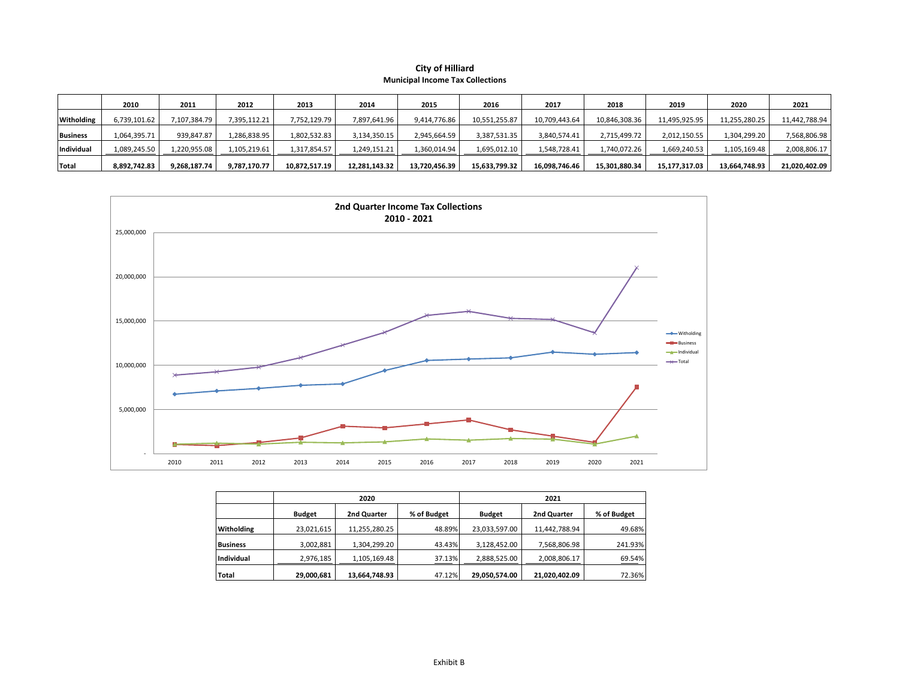**City of Hilliard**

**Municipal Income Tax Collections**

| | 2010 | 2011 | 2012 | 2013 | 2014 | 2015 | 2016 | 2017 | 2018 | 2019 | 2020 | 2021 |
|---|---|---|---|---|---|---|---|---|---|---|---|---|
| **Witholding** | 6,739,101.62 | 7,107,384.79 | 7,395,112.21 | 7,752,129.79 | 7,897,641.96 | 9,414,776.86 | 10,551,255.87 | 10,709,443.64 | 10,846,308.36 | 11,495,925.95 | 11,255,280.25 | 11,442,788.94 |
| **Business** | 1,064,395.71 | 939,847.87 | 1,286,838.95 | 1,802,532.83 | 3,134,350.15 | 2,945,664.59 | 3,387,531.35 | 3,840,574.41 | 2,715,499.72 | 2,012,150.55 | 1,304,299.20 | 7,568,806.98 |
| **Individual** | 1,089,245.50 | 1,220,955.08 | 1,105,219.61 | 1,317,854.57 | 1,249,151.21 | 1,360,014.94 | 1,695,012.10 | 1,548,728.41 | 1,740,072.26 | 1,669,240.53 | 1,105,169.48 | 2,008,806.17 |
| **Total** | **8,892,742.83** | **9,268,187.74** | **9,787,170.77** | **10,872,517.19** | **12,281,143.32** | **13,720,456.39** | **15,633,799.32** | **16,098,746.46** | **15,301,880.34** | **15,177,317.03** | **13,664,748.93** | **21,020,402.09** |

**2nd Quarter Income Tax Collections**
**2010 - 2021**

25,000,000
20,000,000
15,000,000
10,000,000
5,000,000
-

2010 2011 2012 2013 2014 2015 2016 2017 2018 2019 2020 2021

Witholding
Business
Individual
Total

| | 2020 | | | 2021 | | |
|---|---|---|---|---|---|---|
| | **Budget** | **2nd Quarter** | **% of Budget** | **Budget** | **2nd Quarter** | **% of Budget** |
| **Witholding** | 23,021,615 | 11,255,280.25 | 48.89% | 23,033,597.00 | 11,442,788.94 | 49.68% |
| **Business** | 3,002,881 | 1,304,299.20 | 43.43% | 3,128,452.00 | 7,568,806.98 | 241.93% |
| **Individual** | 2,976,185 | 1,105,169.48 | 37.13% | 2,888,525.00 | 2,008,806.17 | 69.54% |
| **Total** | **29,000,681** | **13,664,748.93** | 47.12% | **29,050,574.00** | **21,020,402.09** | 72.36% |

Exhibit B